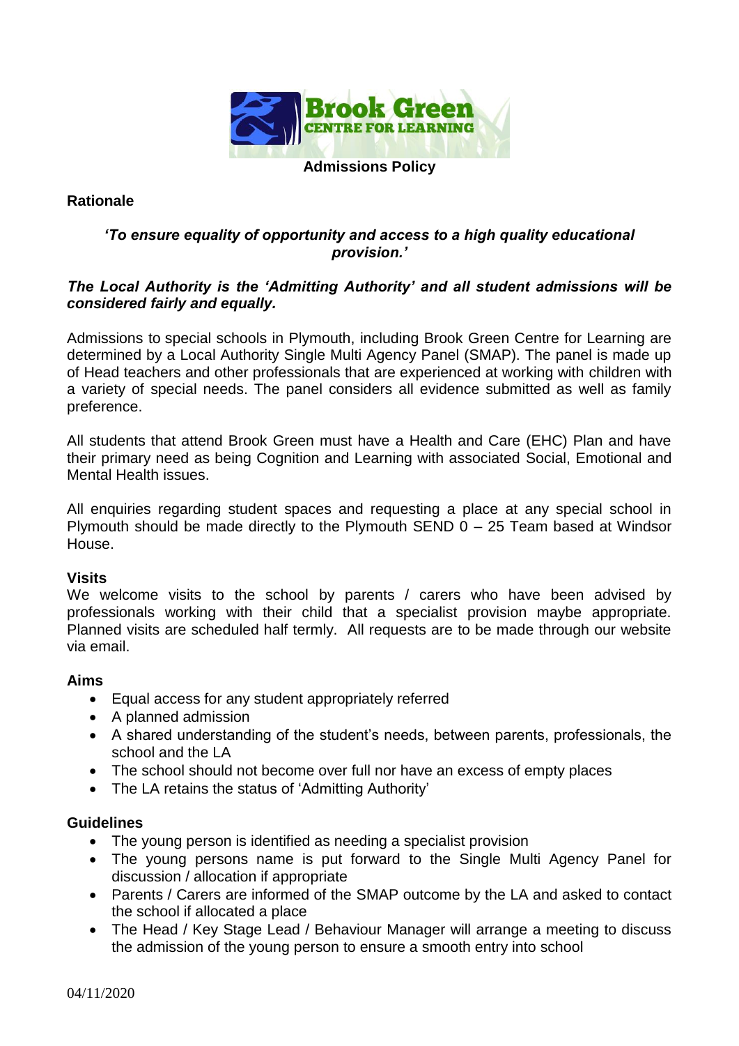**Admissions Policy**

**Rationale**

***'To ensure equality of opportunity and access to a high quality educational provision.'***

***The Local Authority is the 'Admitting Authority' and all student admissions will be considered fairly and equally.***

Admissions to special schools in Plymouth, including Brook Green Centre for Learning are determined by a Local Authority Single Multi Agency Panel (SMAP). The panel is made up of Head teachers and other professionals that are experienced at working with children with a variety of special needs. The panel considers all evidence submitted as well as family preference.

All students that attend Brook Green must have a Health and Care (EHC) Plan and have their primary need as being Cognition and Learning with associated Social, Emotional and Mental Health issues.

All enquiries regarding student spaces and requesting a place at any special school in Plymouth should be made directly to the Plymouth SEND 0 – 25 Team based at Windsor House.

**Visits**

We welcome visits to the school by parents / carers who have been advised by professionals working with their child that a specialist provision maybe appropriate. Planned visits are scheduled half termly. All requests are to be made through our website via email.

**Aims**

- Equal access for any student appropriately referred
- A planned admission
- A shared understanding of the student's needs, between parents, professionals, the school and the LA
- The school should not become over full nor have an excess of empty places
- The LA retains the status of 'Admitting Authority'

**Guidelines**

- The young person is identified as needing a specialist provision
- The young persons name is put forward to the Single Multi Agency Panel for discussion / allocation if appropriate
- Parents / Carers are informed of the SMAP outcome by the LA and asked to contact the school if allocated a place
- The Head / Key Stage Lead / Behaviour Manager will arrange a meeting to discuss the admission of the young person to ensure a smooth entry into school

04/11/2020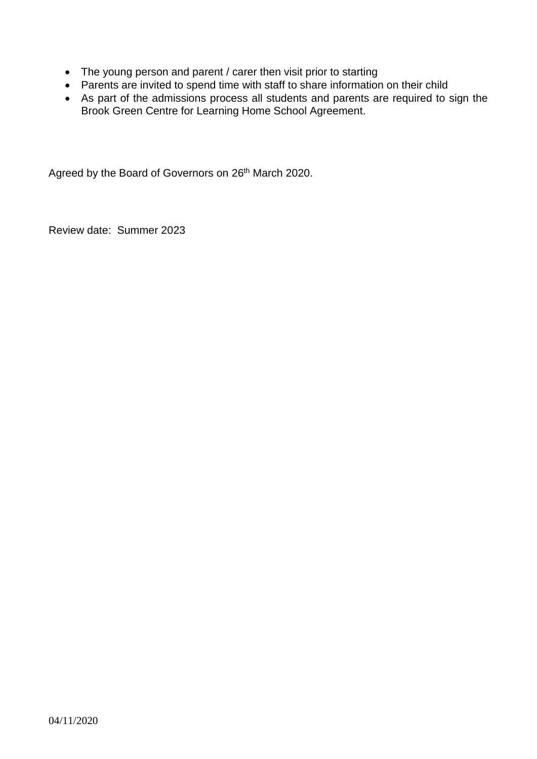- The young person and parent / carer then visit prior to starting
- Parents are invited to spend time with staff to share information on their child
- As part of the admissions process all students and parents are required to sign the Brook Green Centre for Learning Home School Agreement.

Agreed by the Board of Governors on 26th March 2020.

Review date: Summer 2023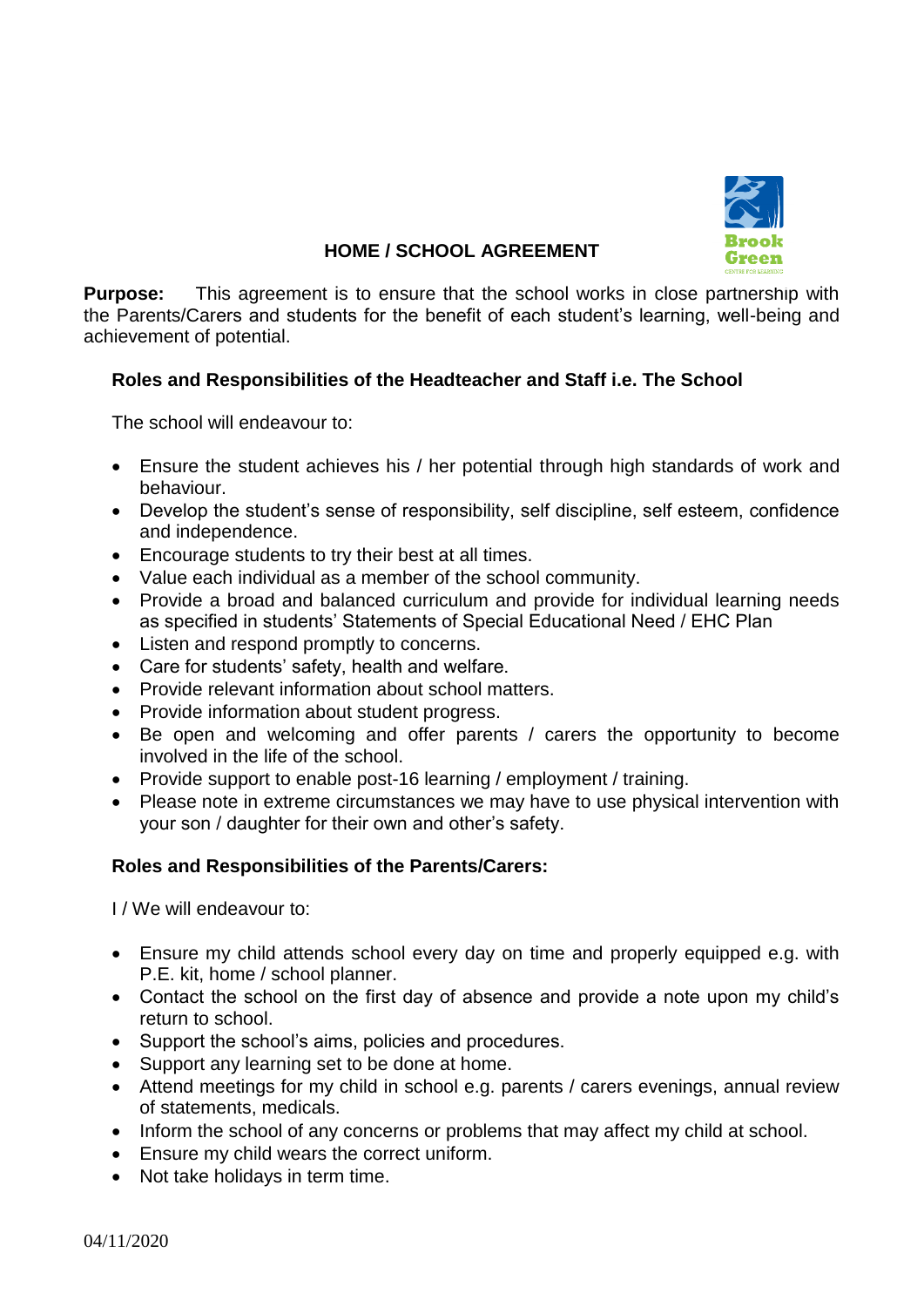# HOME / SCHOOL AGREEMENT

**Purpose:** This agreement is to ensure that the school works in close partnership with the Parents/Carers and students for the benefit of each student's learning, well-being and achievement of potential.

## Roles and Responsibilities of the Headteacher and Staff i.e. The School

The school will endeavour to:

- Ensure the student achieves his / her potential through high standards of work and behaviour.
- Develop the student's sense of responsibility, self discipline, self esteem, confidence and independence.
- Encourage students to try their best at all times.
- Value each individual as a member of the school community.
- Provide a broad and balanced curriculum and provide for individual learning needs as specified in students' Statements of Special Educational Need / EHC Plan
- Listen and respond promptly to concerns.
- Care for students' safety, health and welfare.
- Provide relevant information about school matters.
- Provide information about student progress.
- Be open and welcoming and offer parents / carers the opportunity to become involved in the life of the school.
- Provide support to enable post-16 learning / employment / training.
- Please note in extreme circumstances we may have to use physical intervention with your son / daughter for their own and other's safety.

## Roles and Responsibilities of the Parents/Carers:

I / We will endeavour to:

- Ensure my child attends school every day on time and properly equipped e.g. with P.E. kit, home / school planner.
- Contact the school on the first day of absence and provide a note upon my child's return to school.
- Support the school's aims, policies and procedures.
- Support any learning set to be done at home.
- Attend meetings for my child in school e.g. parents / carers evenings, annual review of statements, medicals.
- Inform the school of any concerns or problems that may affect my child at school.
- Ensure my child wears the correct uniform.
- Not take holidays in term time.

04/11/2020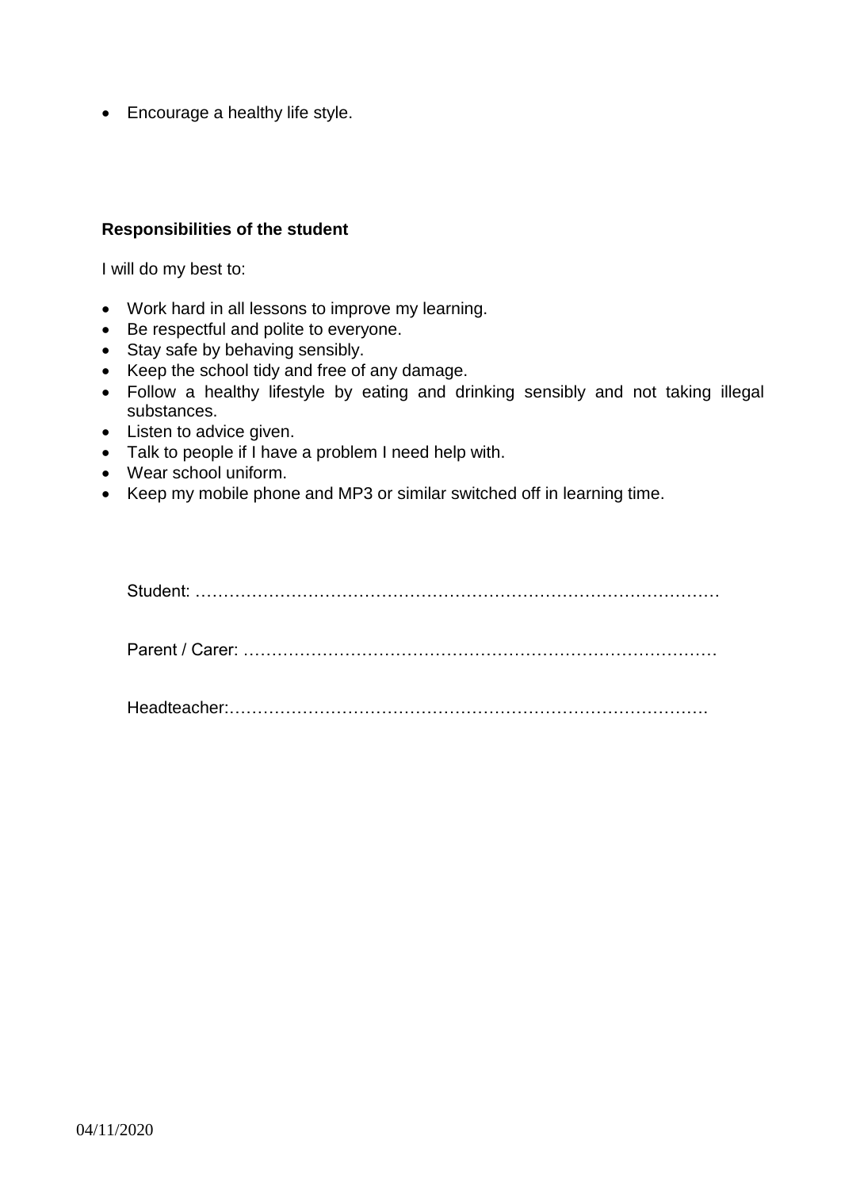- Encourage a healthy life style.

**Responsibilities of the student**

I will do my best to:

- Work hard in all lessons to improve my learning.
- Be respectful and polite to everyone.
- Stay safe by behaving sensibly.
- Keep the school tidy and free of any damage.
- Follow a healthy lifestyle by eating and drinking sensibly and not taking illegal substances.
- Listen to advice given.
- Talk to people if I have a problem I need help with.
- Wear school uniform.
- Keep my mobile phone and MP3 or similar switched off in learning time.

Student: ……………………………………………………………………………………

Parent / Carer: ……………………………………………………………………………

Headteacher:…………………………………………………………………………….

04/11/2020